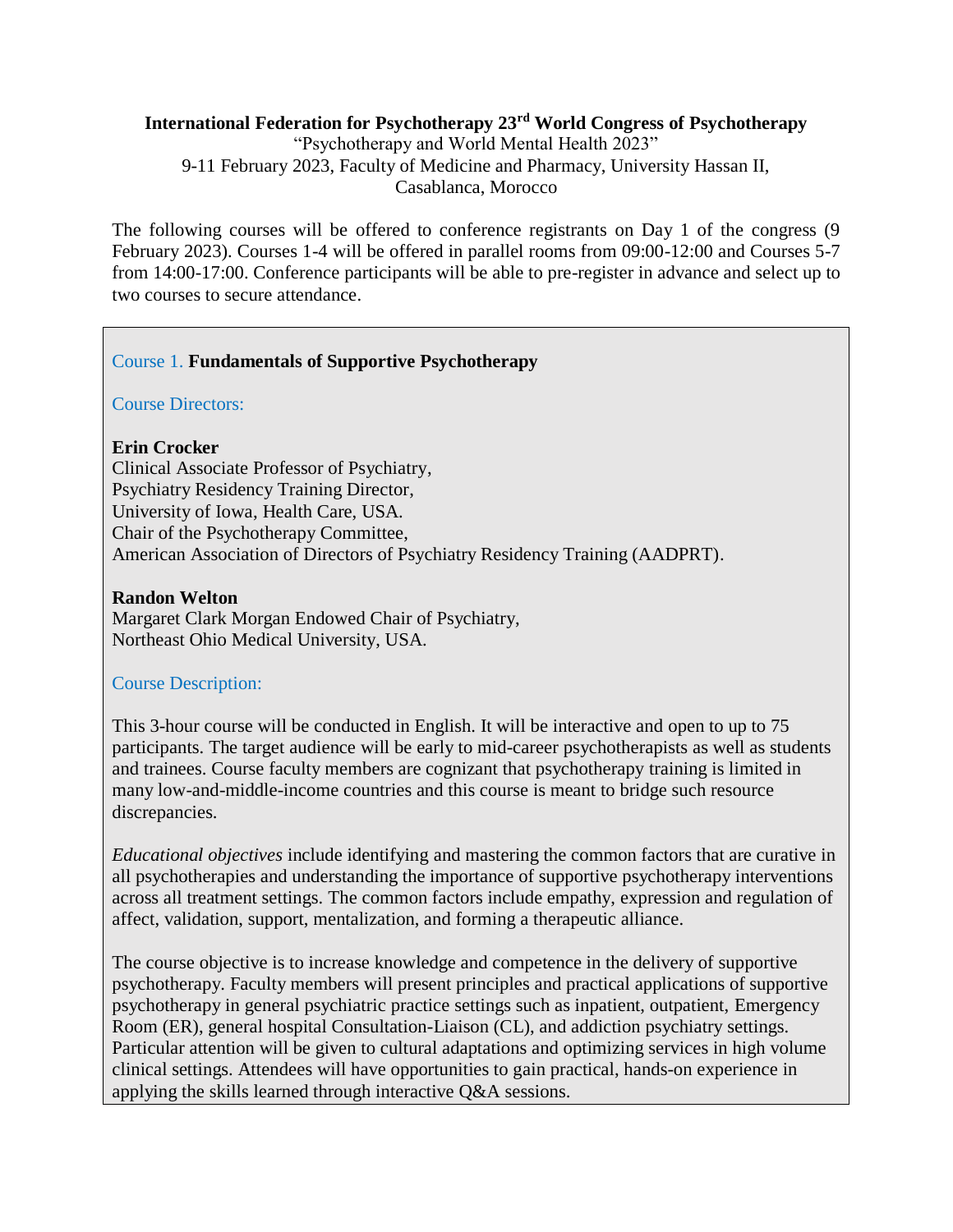**International Federation for Psychotherapy 23rd World Congress of Psychotherapy**

"Psychotherapy and World Mental Health 2023"

9-11 February 2023, Faculty of Medicine and Pharmacy, University Hassan II, Casablanca, Morocco

The following courses will be offered to conference registrants on Day 1 of the congress (9 February 2023). Courses 1-4 will be offered in parallel rooms from 09:00-12:00 and Courses 5-7 from 14:00-17:00. Conference participants will be able to pre-register in advance and select up to two courses to secure attendance.

## Course 1. **Fundamentals of Supportive Psychotherapy**

### Course Directors:

**Erin Crocker**
Clinical Associate Professor of Psychiatry,
Psychiatry Residency Training Director,
University of Iowa, Health Care, USA.
Chair of the Psychotherapy Committee,
American Association of Directors of Psychiatry Residency Training (AADPRT).

**Randon Welton**
Margaret Clark Morgan Endowed Chair of Psychiatry,
Northeast Ohio Medical University, USA.

### Course Description:

This 3-hour course will be conducted in English. It will be interactive and open to up to 75 participants. The target audience will be early to mid-career psychotherapists as well as students and trainees. Course faculty members are cognizant that psychotherapy training is limited in many low-and-middle-income countries and this course is meant to bridge such resource discrepancies.

*Educational objectives* include identifying and mastering the common factors that are curative in all psychotherapies and understanding the importance of supportive psychotherapy interventions across all treatment settings. The common factors include empathy, expression and regulation of affect, validation, support, mentalization, and forming a therapeutic alliance.

The course objective is to increase knowledge and competence in the delivery of supportive psychotherapy. Faculty members will present principles and practical applications of supportive psychotherapy in general psychiatric practice settings such as inpatient, outpatient, Emergency Room (ER), general hospital Consultation-Liaison (CL), and addiction psychiatry settings. Particular attention will be given to cultural adaptations and optimizing services in high volume clinical settings. Attendees will have opportunities to gain practical, hands-on experience in applying the skills learned through interactive Q&A sessions.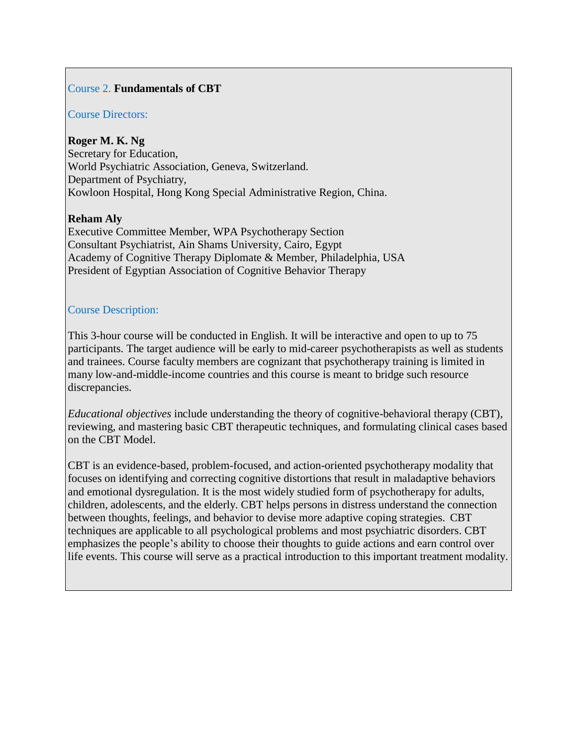## Course 2. **Fundamentals of CBT**

Course Directors:

**Roger M. K. Ng**
Secretary for Education,
World Psychiatric Association, Geneva, Switzerland.
Department of Psychiatry,
Kowloon Hospital, Hong Kong Special Administrative Region, China.

**Reham Aly**
Executive Committee Member, WPA Psychotherapy Section
Consultant Psychiatrist, Ain Shams University, Cairo, Egypt
Academy of Cognitive Therapy Diplomate & Member, Philadelphia, USA
President of Egyptian Association of Cognitive Behavior Therapy

Course Description:

This 3-hour course will be conducted in English. It will be interactive and open to up to 75 participants. The target audience will be early to mid-career psychotherapists as well as students and trainees. Course faculty members are cognizant that psychotherapy training is limited in many low-and-middle-income countries and this course is meant to bridge such resource discrepancies.

*Educational objectives* include understanding the theory of cognitive-behavioral therapy (CBT), reviewing, and mastering basic CBT therapeutic techniques, and formulating clinical cases based on the CBT Model.

CBT is an evidence-based, problem-focused, and action-oriented psychotherapy modality that focuses on identifying and correcting cognitive distortions that result in maladaptive behaviors and emotional dysregulation. It is the most widely studied form of psychotherapy for adults, children, adolescents, and the elderly. CBT helps persons in distress understand the connection between thoughts, feelings, and behavior to devise more adaptive coping strategies. CBT techniques are applicable to all psychological problems and most psychiatric disorders. CBT emphasizes the people's ability to choose their thoughts to guide actions and earn control over life events. This course will serve as a practical introduction to this important treatment modality.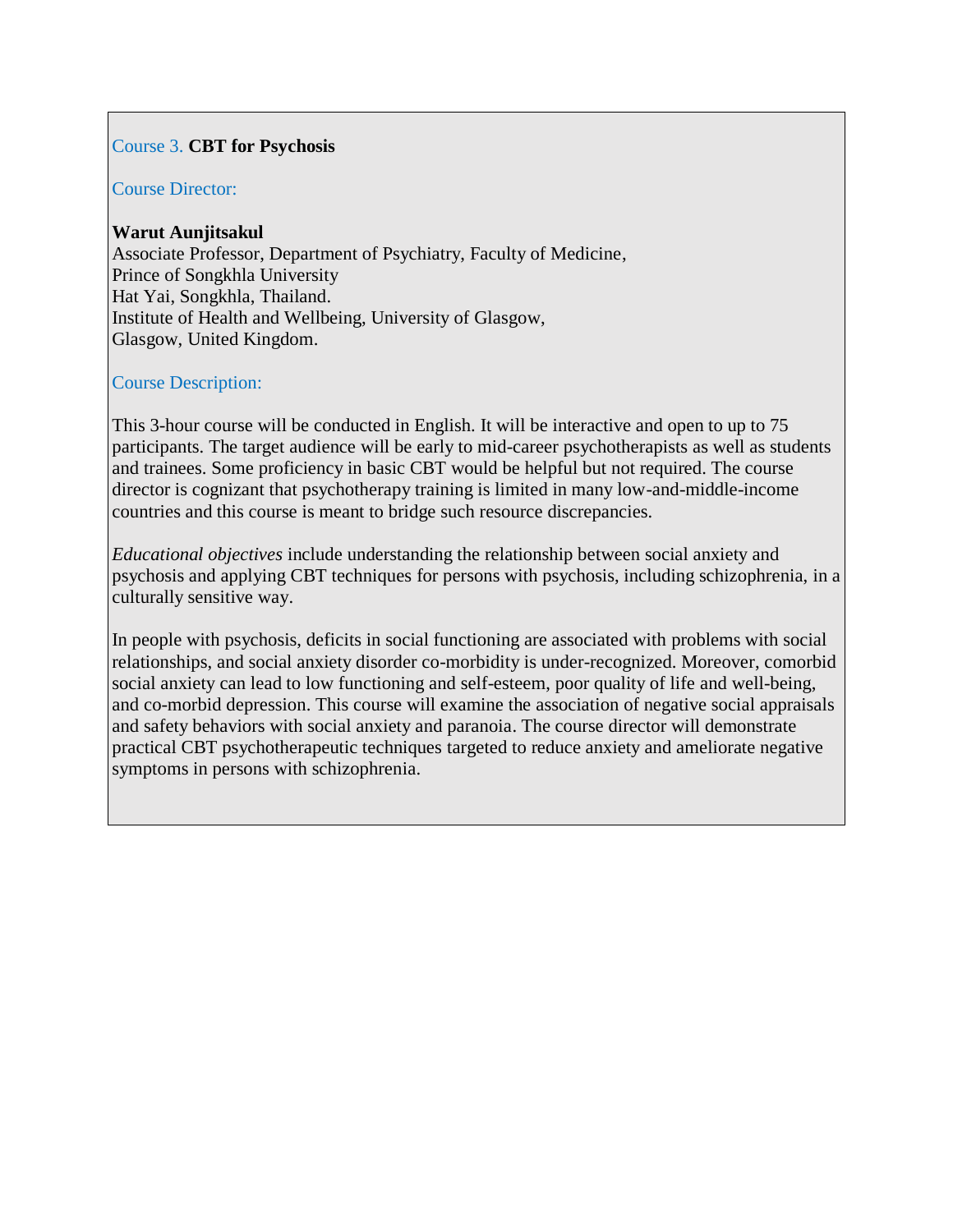## Course 3. **CBT for Psychosis**

Course Director:

**Warut Aunjitsakul**
Associate Professor, Department of Psychiatry, Faculty of Medicine,
Prince of Songkhla University
Hat Yai, Songkhla, Thailand.
Institute of Health and Wellbeing, University of Glasgow,
Glasgow, United Kingdom.

Course Description:

This 3-hour course will be conducted in English. It will be interactive and open to up to 75 participants. The target audience will be early to mid-career psychotherapists as well as students and trainees. Some proficiency in basic CBT would be helpful but not required. The course director is cognizant that psychotherapy training is limited in many low-and-middle-income countries and this course is meant to bridge such resource discrepancies.

*Educational objectives* include understanding the relationship between social anxiety and psychosis and applying CBT techniques for persons with psychosis, including schizophrenia, in a culturally sensitive way.

In people with psychosis, deficits in social functioning are associated with problems with social relationships, and social anxiety disorder co-morbidity is under-recognized. Moreover, comorbid social anxiety can lead to low functioning and self-esteem, poor quality of life and well-being, and co-morbid depression. This course will examine the association of negative social appraisals and safety behaviors with social anxiety and paranoia. The course director will demonstrate practical CBT psychotherapeutic techniques targeted to reduce anxiety and ameliorate negative symptoms in persons with schizophrenia.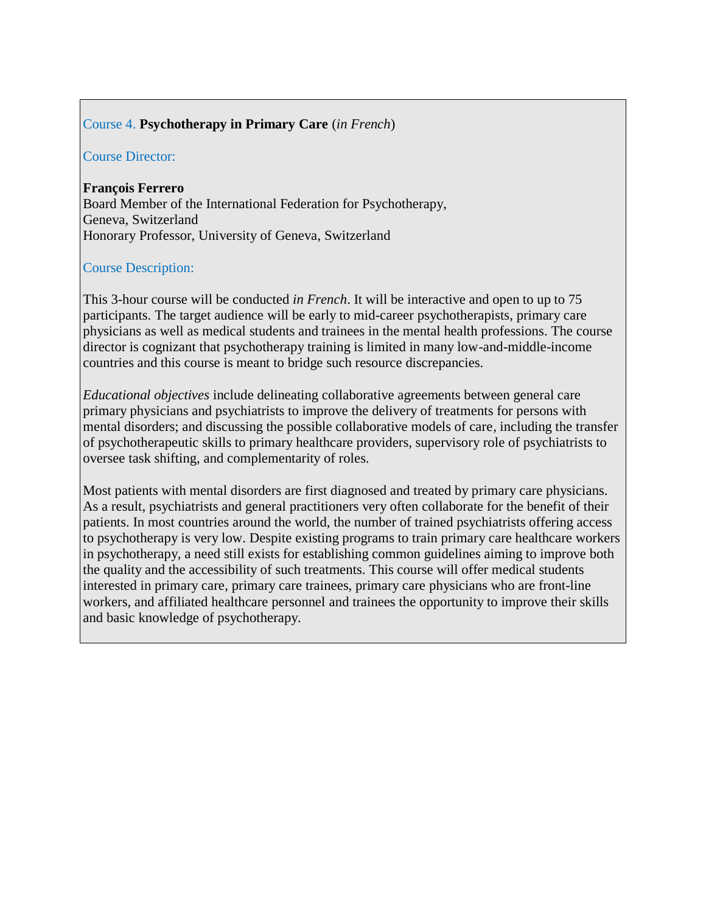## Course 4. **Psychotherapy in Primary Care** (*in French*)

Course Director:

**François Ferrero**
Board Member of the International Federation for Psychotherapy,
Geneva, Switzerland
Honorary Professor, University of Geneva, Switzerland

Course Description:

This 3-hour course will be conducted *in French*. It will be interactive and open to up to 75 participants. The target audience will be early to mid-career psychotherapists, primary care physicians as well as medical students and trainees in the mental health professions. The course director is cognizant that psychotherapy training is limited in many low-and-middle-income countries and this course is meant to bridge such resource discrepancies.

*Educational objectives* include delineating collaborative agreements between general care primary physicians and psychiatrists to improve the delivery of treatments for persons with mental disorders; and discussing the possible collaborative models of care, including the transfer of psychotherapeutic skills to primary healthcare providers, supervisory role of psychiatrists to oversee task shifting, and complementarity of roles.

Most patients with mental disorders are first diagnosed and treated by primary care physicians. As a result, psychiatrists and general practitioners very often collaborate for the benefit of their patients. In most countries around the world, the number of trained psychiatrists offering access to psychotherapy is very low. Despite existing programs to train primary care healthcare workers in psychotherapy, a need still exists for establishing common guidelines aiming to improve both the quality and the accessibility of such treatments. This course will offer medical students interested in primary care, primary care trainees, primary care physicians who are front-line workers, and affiliated healthcare personnel and trainees the opportunity to improve their skills and basic knowledge of psychotherapy.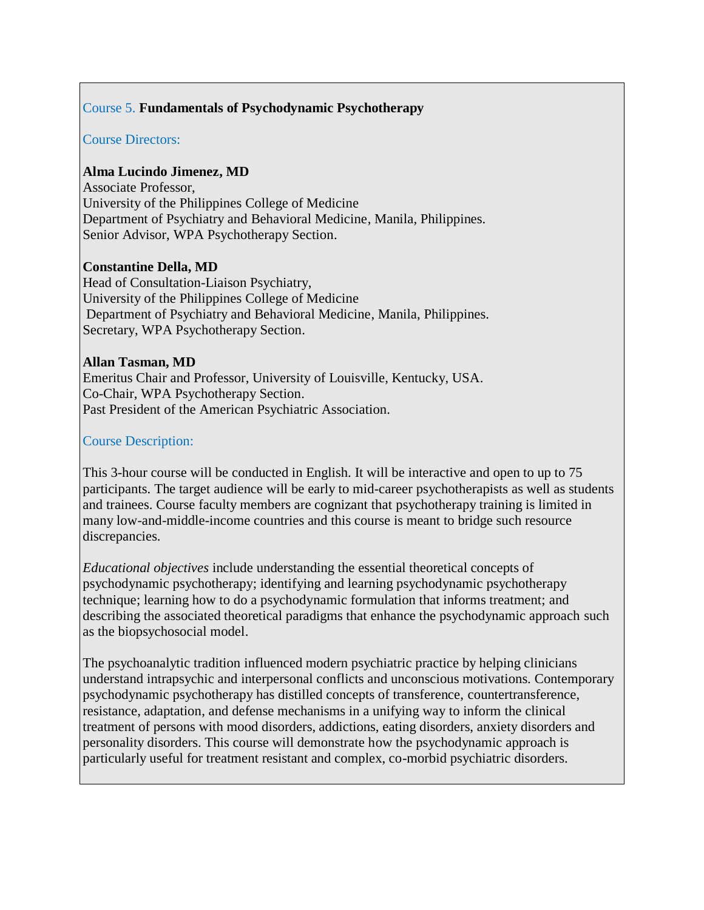Course 5. **Fundamentals of Psychodynamic Psychotherapy**

Course Directors:

**Alma Lucindo Jimenez, MD**
Associate Professor,
University of the Philippines College of Medicine
Department of Psychiatry and Behavioral Medicine, Manila, Philippines.
Senior Advisor, WPA Psychotherapy Section.

**Constantine Della, MD**
Head of Consultation-Liaison Psychiatry,
University of the Philippines College of Medicine
Department of Psychiatry and Behavioral Medicine, Manila, Philippines.
Secretary, WPA Psychotherapy Section.

**Allan Tasman, MD**
Emeritus Chair and Professor, University of Louisville, Kentucky, USA.
Co-Chair, WPA Psychotherapy Section.
Past President of the American Psychiatric Association.

Course Description:

This 3-hour course will be conducted in English. It will be interactive and open to up to 75 participants. The target audience will be early to mid-career psychotherapists as well as students and trainees. Course faculty members are cognizant that psychotherapy training is limited in many low-and-middle-income countries and this course is meant to bridge such resource discrepancies.

*Educational objectives* include understanding the essential theoretical concepts of psychodynamic psychotherapy; identifying and learning psychodynamic psychotherapy technique; learning how to do a psychodynamic formulation that informs treatment; and describing the associated theoretical paradigms that enhance the psychodynamic approach such as the biopsychosocial model.

The psychoanalytic tradition influenced modern psychiatric practice by helping clinicians understand intrapsychic and interpersonal conflicts and unconscious motivations. Contemporary psychodynamic psychotherapy has distilled concepts of transference, countertransference, resistance, adaptation, and defense mechanisms in a unifying way to inform the clinical treatment of persons with mood disorders, addictions, eating disorders, anxiety disorders and personality disorders. This course will demonstrate how the psychodynamic approach is particularly useful for treatment resistant and complex, co-morbid psychiatric disorders.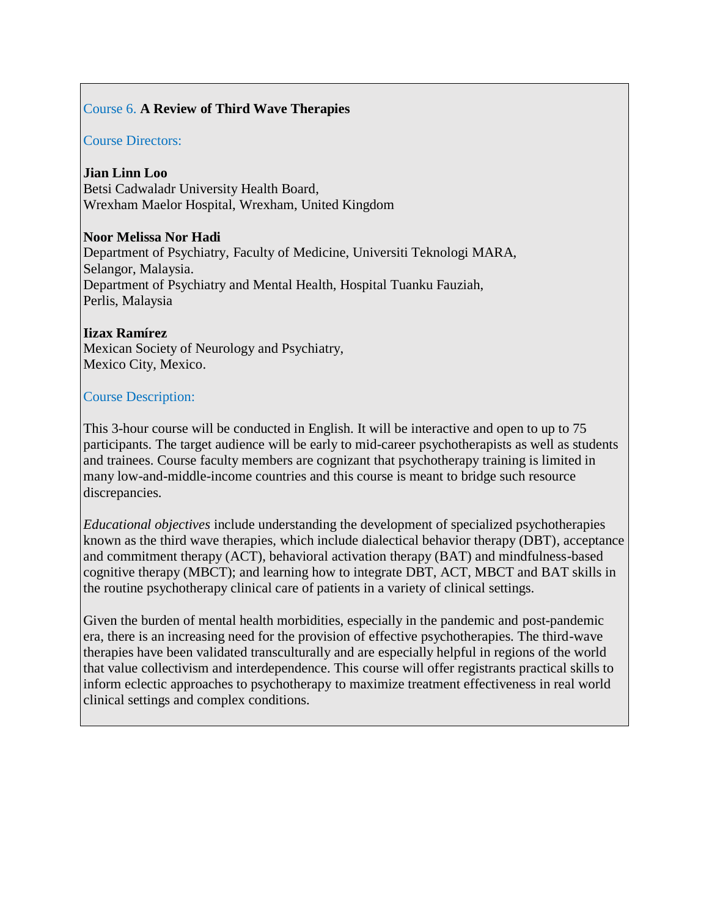## Course 6. **A Review of Third Wave Therapies**

### Course Directors:

**Jian Linn Loo**
Betsi Cadwaladr University Health Board,
Wrexham Maelor Hospital, Wrexham, United Kingdom

**Noor Melissa Nor Hadi**
Department of Psychiatry, Faculty of Medicine, Universiti Teknologi MARA,
Selangor, Malaysia.
Department of Psychiatry and Mental Health, Hospital Tuanku Fauziah,
Perlis, Malaysia

**Iizax Ramírez**
Mexican Society of Neurology and Psychiatry,
Mexico City, Mexico.

### Course Description:

This 3-hour course will be conducted in English. It will be interactive and open to up to 75 participants. The target audience will be early to mid-career psychotherapists as well as students and trainees. Course faculty members are cognizant that psychotherapy training is limited in many low-and-middle-income countries and this course is meant to bridge such resource discrepancies.

*Educational objectives* include understanding the development of specialized psychotherapies known as the third wave therapies, which include dialectical behavior therapy (DBT), acceptance and commitment therapy (ACT), behavioral activation therapy (BAT) and mindfulness-based cognitive therapy (MBCT); and learning how to integrate DBT, ACT, MBCT and BAT skills in the routine psychotherapy clinical care of patients in a variety of clinical settings.

Given the burden of mental health morbidities, especially in the pandemic and post-pandemic era, there is an increasing need for the provision of effective psychotherapies. The third-wave therapies have been validated transculturally and are especially helpful in regions of the world that value collectivism and interdependence. This course will offer registrants practical skills to inform eclectic approaches to psychotherapy to maximize treatment effectiveness in real world clinical settings and complex conditions.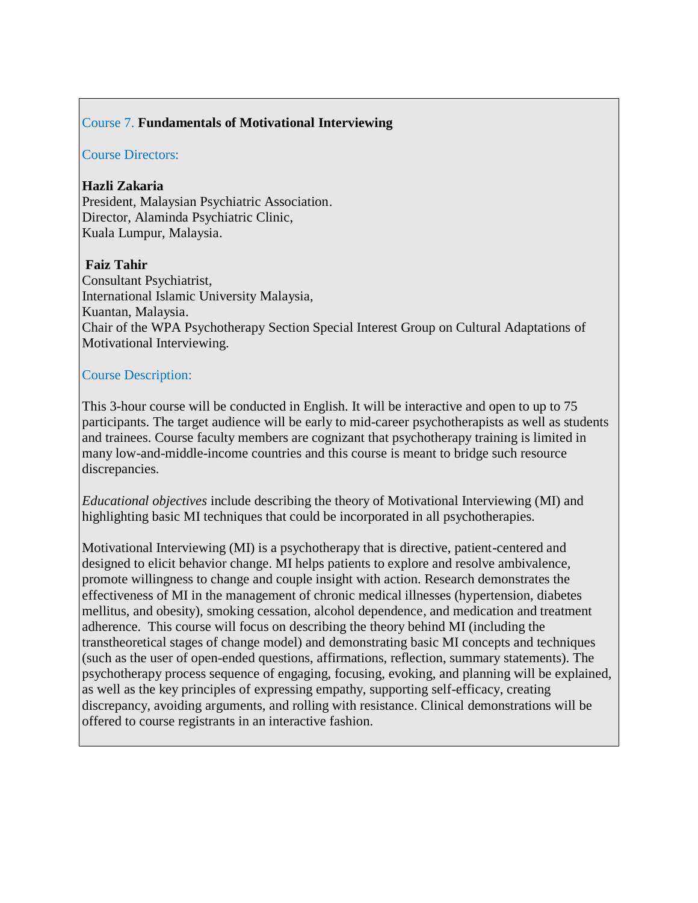## Course 7. **Fundamentals of Motivational Interviewing**

Course Directors:

**Hazli Zakaria**
President, Malaysian Psychiatric Association.
Director, Alaminda Psychiatric Clinic,
Kuala Lumpur, Malaysia.

**Faiz Tahir**
Consultant Psychiatrist,
International Islamic University Malaysia,
Kuantan, Malaysia.
Chair of the WPA Psychotherapy Section Special Interest Group on Cultural Adaptations of Motivational Interviewing.

Course Description:

This 3-hour course will be conducted in English. It will be interactive and open to up to 75 participants. The target audience will be early to mid-career psychotherapists as well as students and trainees. Course faculty members are cognizant that psychotherapy training is limited in many low-and-middle-income countries and this course is meant to bridge such resource discrepancies.

*Educational objectives* include describing the theory of Motivational Interviewing (MI) and highlighting basic MI techniques that could be incorporated in all psychotherapies.

Motivational Interviewing (MI) is a psychotherapy that is directive, patient-centered and designed to elicit behavior change. MI helps patients to explore and resolve ambivalence, promote willingness to change and couple insight with action. Research demonstrates the effectiveness of MI in the management of chronic medical illnesses (hypertension, diabetes mellitus, and obesity), smoking cessation, alcohol dependence, and medication and treatment adherence. This course will focus on describing the theory behind MI (including the transtheoretical stages of change model) and demonstrating basic MI concepts and techniques (such as the user of open-ended questions, affirmations, reflection, summary statements). The psychotherapy process sequence of engaging, focusing, evoking, and planning will be explained, as well as the key principles of expressing empathy, supporting self-efficacy, creating discrepancy, avoiding arguments, and rolling with resistance. Clinical demonstrations will be offered to course registrants in an interactive fashion.